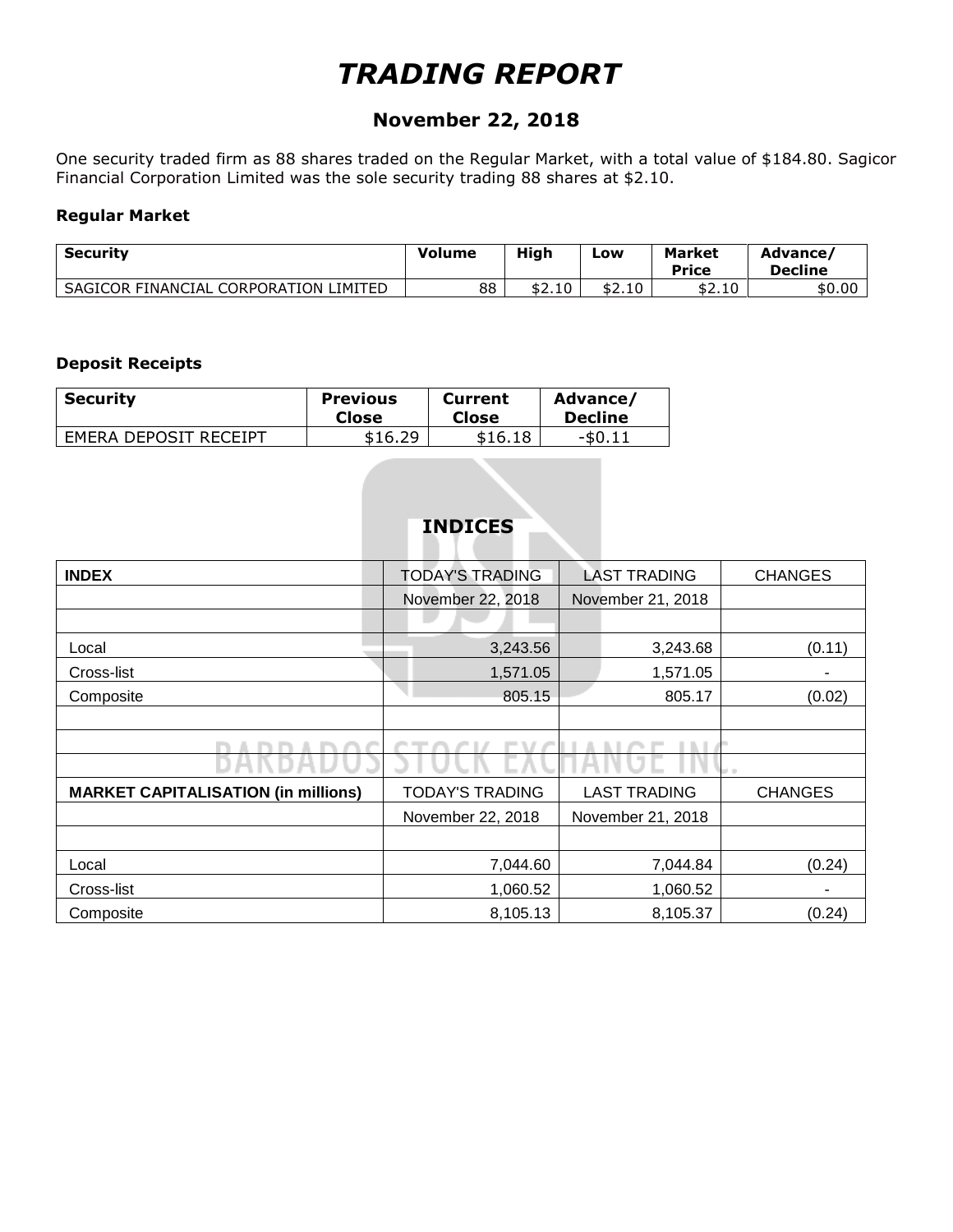# *TRADING REPORT*

## November 22, 2018

One security traded firm as 88 shares traded on the Regular Market, with a total value of $184.80. Sagicor Financial Corporation Limited was the sole security trading 88 shares at $2.10.

### Regular Market

| Security | Volume | High | Low | Market Price | Advance/ Decline |
|---|---|---|---|---|---|
| SAGICOR FINANCIAL CORPORATION LIMITED | 88 | $2.10 | $2.10 | $2.10 | $0.00 |

### Deposit Receipts

| Security | Previous Close | Current Close | Advance/ Decline |
|---|---|---|---|
| EMERA DEPOSIT RECEIPT | $16.29 | $16.18 | -$0.11 |

## INDICES

| INDEX | TODAY'S TRADING | LAST TRADING | CHANGES |
|---|---|---|---|
| | November 22, 2018 | November 21, 2018 | |
| | | | |
| Local | 3,243.56 | 3,243.68 | (0.11) |
| Cross-list | 1,571.05 | 1,571.05 | - |
| Composite | 805.15 | 805.17 | (0.02) |

| MARKET CAPITALISATION (in millions) | TODAY'S TRADING | LAST TRADING | CHANGES |
|---|---|---|---|
| | November 22, 2018 | November 21, 2018 | |
| | | | |
| Local | 7,044.60 | 7,044.84 | (0.24) |
| Cross-list | 1,060.52 | 1,060.52 | - |
| Composite | 8,105.13 | 8,105.37 | (0.24) |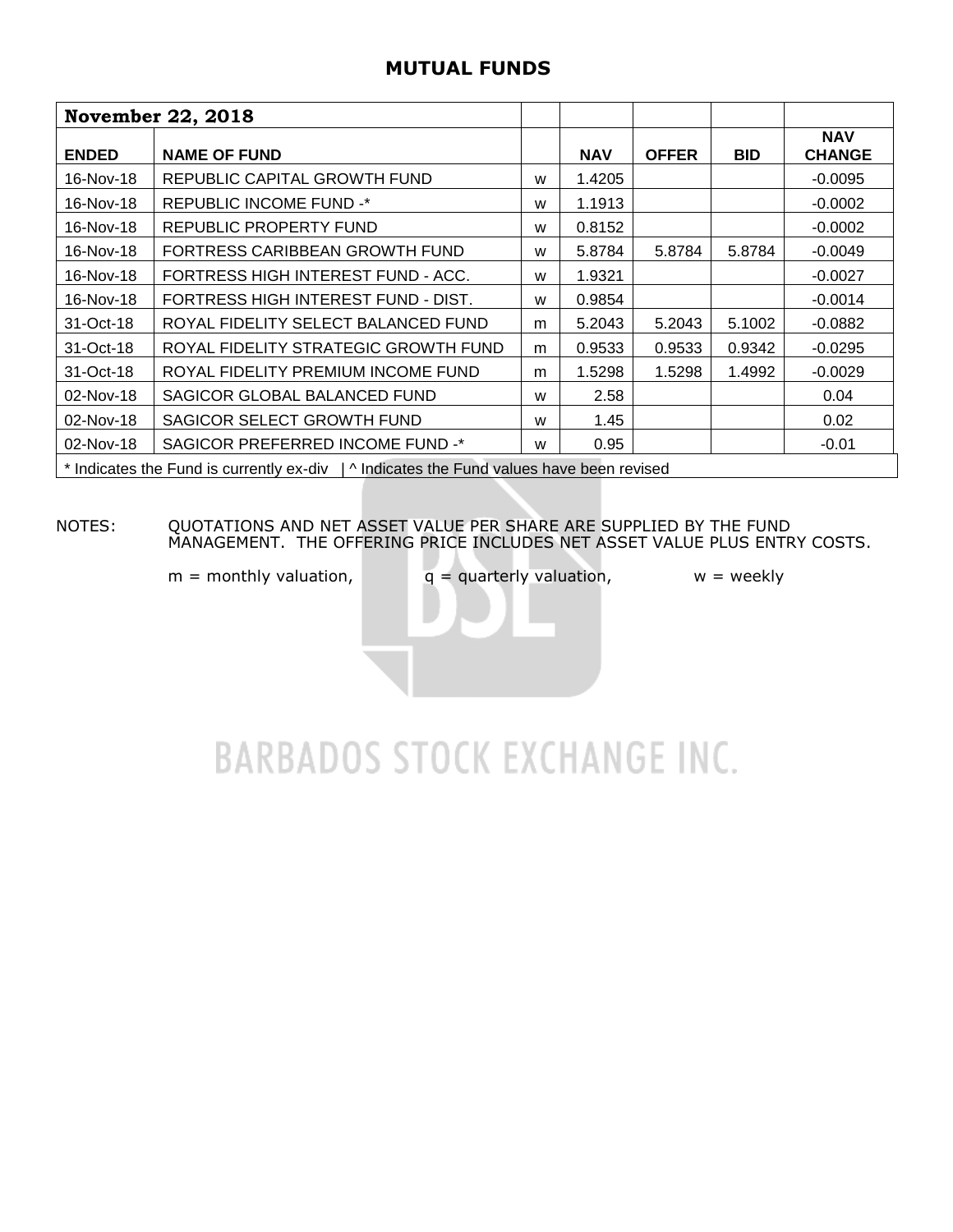# MUTUAL FUNDS

| November 22, 2018 | | | | | | |
|---|---|---|---|---|---|---|
| **ENDED** | **NAME OF FUND** | | **NAV** | **OFFER** | **BID** | **NAV CHANGE** |
| 16-Nov-18 | REPUBLIC CAPITAL GROWTH FUND | w | 1.4205 | | | -0.0095 |
| 16-Nov-18 | REPUBLIC INCOME FUND -* | w | 1.1913 | | | -0.0002 |
| 16-Nov-18 | REPUBLIC PROPERTY FUND | w | 0.8152 | | | -0.0002 |
| 16-Nov-18 | FORTRESS CARIBBEAN GROWTH FUND | w | 5.8784 | 5.8784 | 5.8784 | -0.0049 |
| 16-Nov-18 | FORTRESS HIGH INTEREST FUND - ACC. | w | 1.9321 | | | -0.0027 |
| 16-Nov-18 | FORTRESS HIGH INTEREST FUND - DIST. | w | 0.9854 | | | -0.0014 |
| 31-Oct-18 | ROYAL FIDELITY SELECT BALANCED FUND | m | 5.2043 | 5.2043 | 5.1002 | -0.0882 |
| 31-Oct-18 | ROYAL FIDELITY STRATEGIC GROWTH FUND | m | 0.9533 | 0.9533 | 0.9342 | -0.0295 |
| 31-Oct-18 | ROYAL FIDELITY PREMIUM INCOME FUND | m | 1.5298 | 1.5298 | 1.4992 | -0.0029 |
| 02-Nov-18 | SAGICOR GLOBAL BALANCED FUND | w | 2.58 | | | 0.04 |
| 02-Nov-18 | SAGICOR SELECT GROWTH FUND | w | 1.45 | | | 0.02 |
| 02-Nov-18 | SAGICOR PREFERRED INCOME FUND -* | w | 0.95 | | | -0.01 |

* Indicates the Fund is currently ex-div | ^ Indicates the Fund values have been revised

NOTES: QUOTATIONS AND NET ASSET VALUE PER SHARE ARE SUPPLIED BY THE FUND MANAGEMENT. THE OFFERING PRICE INCLUDES NET ASSET VALUE PLUS ENTRY COSTS.

m = monthly valuation, q = quarterly valuation, w = weekly

BARBADOS STOCK EXCHANGE INC.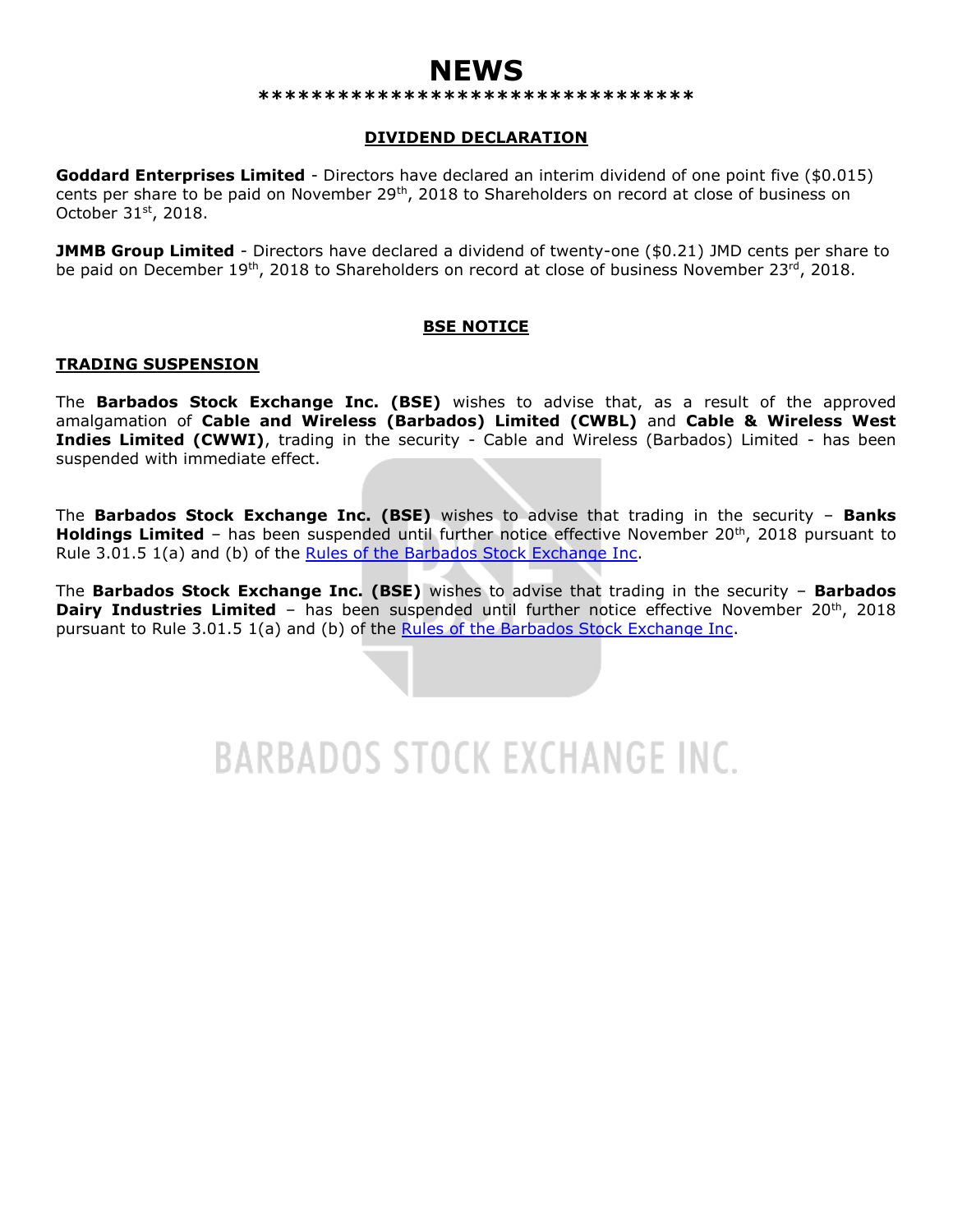# NEWS

*********************************

## DIVIDEND DECLARATION

**Goddard Enterprises Limited** - Directors have declared an interim dividend of one point five ($0.015) cents per share to be paid on November 29th, 2018 to Shareholders on record at close of business on October 31st, 2018.

**JMMB Group Limited** - Directors have declared a dividend of twenty-one ($0.21) JMD cents per share to be paid on December 19th, 2018 to Shareholders on record at close of business November 23rd, 2018.

## BSE NOTICE

### TRADING SUSPENSION

The **Barbados Stock Exchange Inc. (BSE)** wishes to advise that, as a result of the approved amalgamation of **Cable and Wireless (Barbados) Limited (CWBL)** and **Cable & Wireless West Indies Limited (CWWI)**, trading in the security - Cable and Wireless (Barbados) Limited - has been suspended with immediate effect.

The **Barbados Stock Exchange Inc. (BSE)** wishes to advise that trading in the security – **Banks Holdings Limited** – has been suspended until further notice effective November 20th, 2018 pursuant to Rule 3.01.5 1(a) and (b) of the Rules of the Barbados Stock Exchange Inc.

The **Barbados Stock Exchange Inc. (BSE)** wishes to advise that trading in the security – **Barbados Dairy Industries Limited** – has been suspended until further notice effective November 20th, 2018 pursuant to Rule 3.01.5 1(a) and (b) of the Rules of the Barbados Stock Exchange Inc.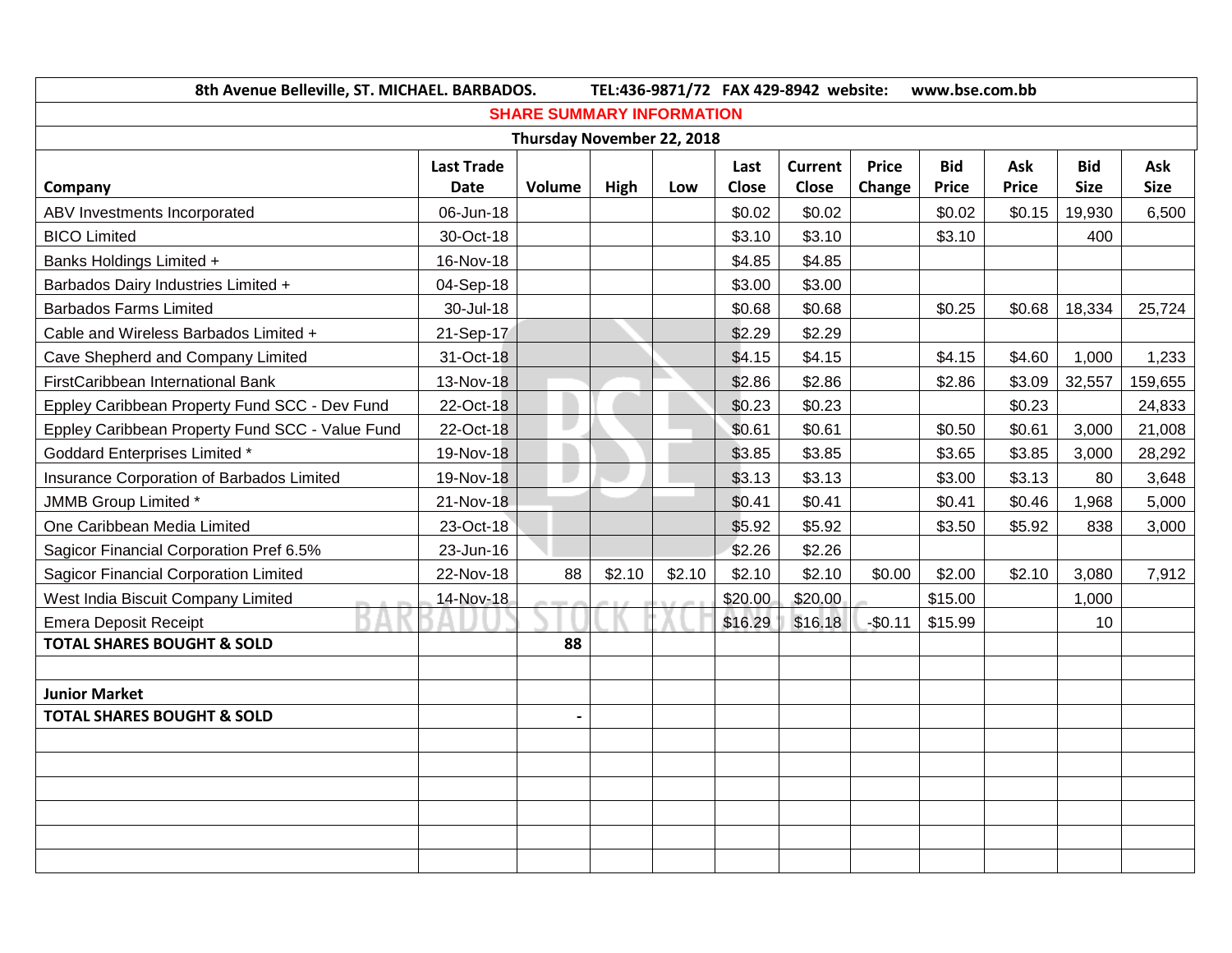8th Avenue Belleville, ST. MICHAEL. BARBADOS. TEL:436-9871/72 FAX 429-8942 website: www.bse.com.bb

## SHARE SUMMARY INFORMATION

**Thursday November 22, 2018**

| Company | Last Trade Date | Volume | High | Low | Last Close | Current Close | Price Change | Bid Price | Ask Price | Bid Size | Ask Size |
|---|---|---|---|---|---|---|---|---|---|---|---|
| ABV Investments Incorporated | 06-Jun-18 | | | | $0.02 | $0.02 | | $0.02 | $0.15 | 19,930 | 6,500 |
| BICO Limited | 30-Oct-18 | | | | $3.10 | $3.10 | | $3.10 | | 400 | |
| Banks Holdings Limited + | 16-Nov-18 | | | | $4.85 | $4.85 | | | | | |
| Barbados Dairy Industries Limited + | 04-Sep-18 | | | | $3.00 | $3.00 | | | | | |
| Barbados Farms Limited | 30-Jul-18 | | | | $0.68 | $0.68 | | $0.25 | $0.68 | 18,334 | 25,724 |
| Cable and Wireless Barbados Limited + | 21-Sep-17 | | | | $2.29 | $2.29 | | | | | |
| Cave Shepherd and Company Limited | 31-Oct-18 | | | | $4.15 | $4.15 | | $4.15 | $4.60 | 1,000 | 1,233 |
| FirstCaribbean International Bank | 13-Nov-18 | | | | $2.86 | $2.86 | | $2.86 | $3.09 | 32,557 | 159,655 |
| Eppley Caribbean Property Fund SCC - Dev Fund | 22-Oct-18 | | | | $0.23 | $0.23 | | | $0.23 | | 24,833 |
| Eppley Caribbean Property Fund SCC - Value Fund | 22-Oct-18 | | | | $0.61 | $0.61 | | $0.50 | $0.61 | 3,000 | 21,008 |
| Goddard Enterprises Limited * | 19-Nov-18 | | | | $3.85 | $3.85 | | $3.65 | $3.85 | 3,000 | 28,292 |
| Insurance Corporation of Barbados Limited | 19-Nov-18 | | | | $3.13 | $3.13 | | $3.00 | $3.13 | 80 | 3,648 |
| JMMB Group Limited * | 21-Nov-18 | | | | $0.41 | $0.41 | | $0.41 | $0.46 | 1,968 | 5,000 |
| One Caribbean Media Limited | 23-Oct-18 | | | | $5.92 | $5.92 | | $3.50 | $5.92 | 838 | 3,000 |
| Sagicor Financial Corporation Pref 6.5% | 23-Jun-16 | | | | $2.26 | $2.26 | | | | | |
| Sagicor Financial Corporation Limited | 22-Nov-18 | 88 | $2.10 | $2.10 | $2.10 | $2.10 | $0.00 | $2.00 | $2.10 | 3,080 | 7,912 |
| West India Biscuit Company Limited | 14-Nov-18 | | | | $20.00 | $20.00 | | $15.00 | | 1,000 | |
| Emera Deposit Receipt | | | | | $16.29 | $16.18 | -$0.11 | $15.99 | | 10 | |
| **TOTAL SHARES BOUGHT & SOLD** | | **88** | | | | | | | | | |
| | | | | | | | | | | | |
| **Junior Market** | | | | | | | | | | | |
| **TOTAL SHARES BOUGHT & SOLD** | | - | | | | | | | | | |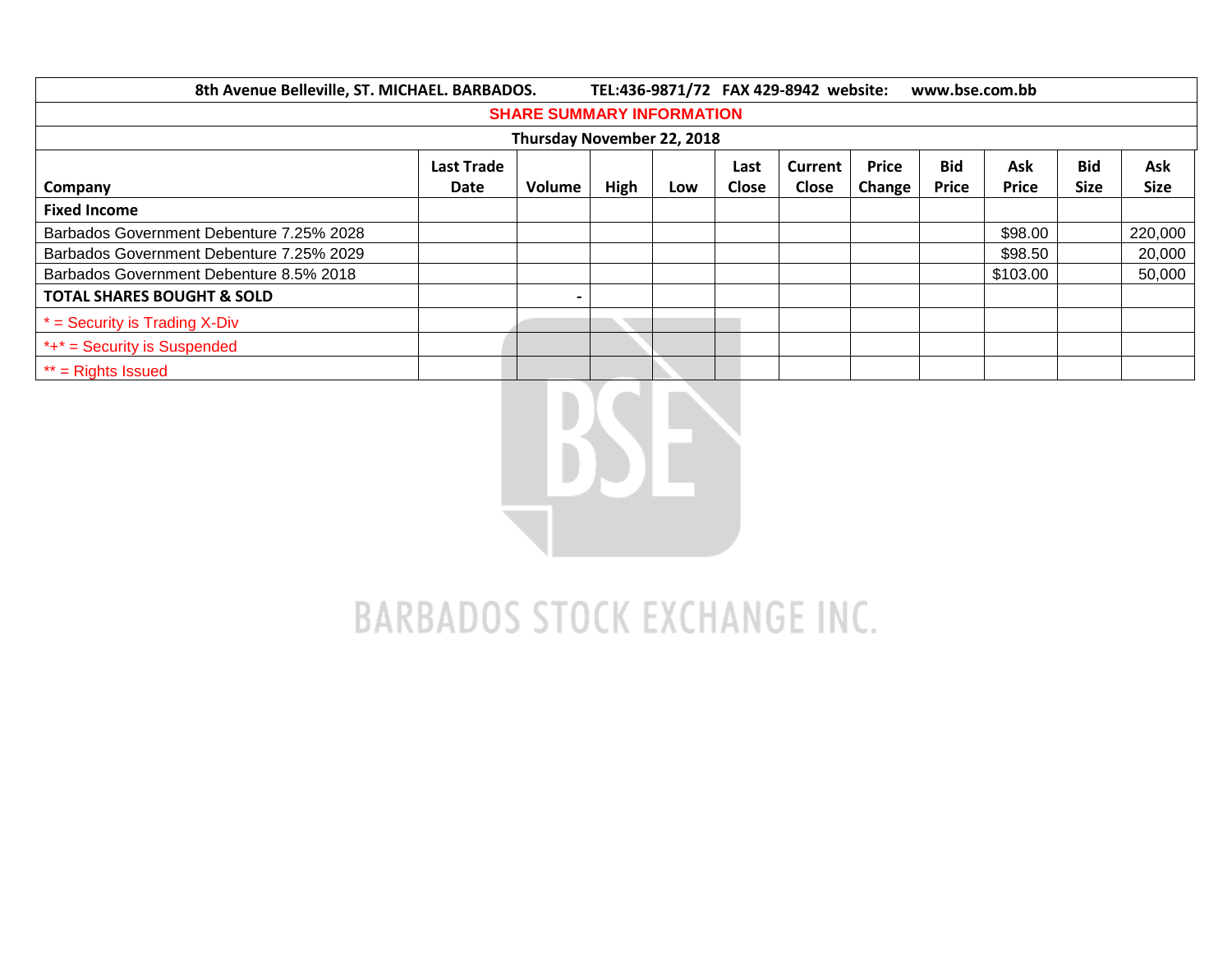8th Avenue Belleville, ST. MICHAEL. BARBADOS. TEL:436-9871/72 FAX 429-8942 website: www.bse.com.bb

## SHARE SUMMARY INFORMATION

**Thursday November 22, 2018**

| Company | Last Trade Date | Volume | High | Low | Last Close | Current Close | Price Change | Bid Price | Ask Price | Bid Size | Ask Size |
|---|---|---|---|---|---|---|---|---|---|---|---|
| **Fixed Income** | | | | | | | | | | | |
| Barbados Government Debenture 7.25% 2028 | | | | | | | | | $98.00 | | 220,000 |
| Barbados Government Debenture 7.25% 2029 | | | | | | | | | $98.50 | | 20,000 |
| Barbados Government Debenture 8.5% 2018 | | | | | | | | | $103.00 | | 50,000 |
| **TOTAL SHARES BOUGHT & SOLD** | | - | | | | | | | | | |
| * = Security is Trading X-Div | | | | | | | | | | | |
| *+* = Security is Suspended | | | | | | | | | | | |
| ** = Rights Issued | | | | | | | | | | | |

BARBADOS STOCK EXCHANGE INC.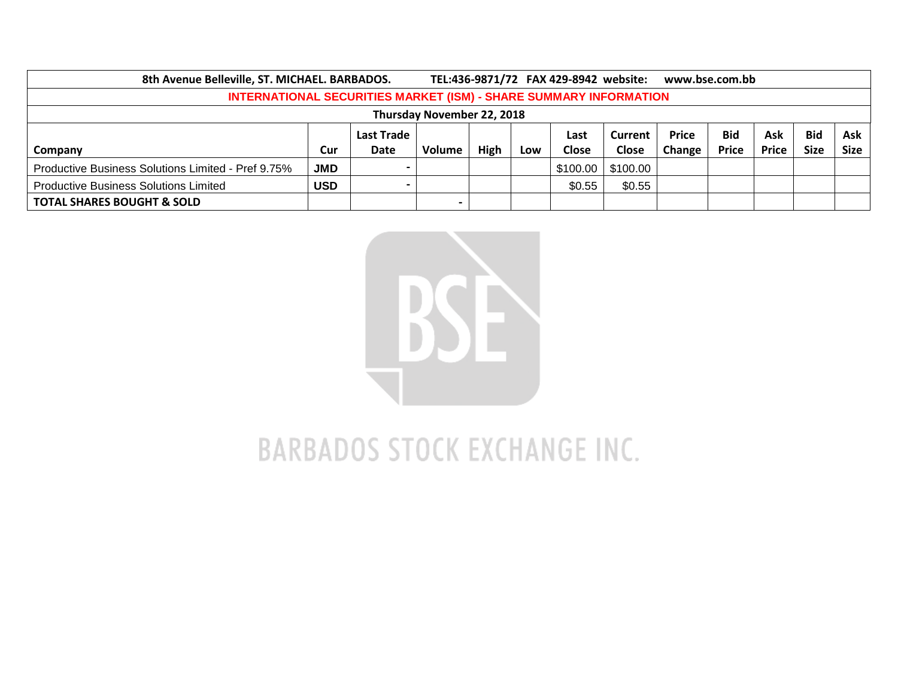8th Avenue Belleville, ST. MICHAEL. BARBADOS. TEL:436-9871/72 FAX 429-8942 website: www.bse.com.bb

**INTERNATIONAL SECURITIES MARKET (ISM) - SHARE SUMMARY INFORMATION**

**Thursday November 22, 2018**

| Company | Cur | Last Trade Date | Volume | High | Low | Last Close | Current Close | Price Change | Bid Price | Ask Price | Bid Size | Ask Size |
|---|---|---|---|---|---|---|---|---|---|---|---|---|
| Productive Business Solutions Limited - Pref 9.75% | **JMD** | - | | | | $100.00 | $100.00 | | | | | |
| Productive Business Solutions Limited | **USD** | - | | | | $0.55 | $0.55 | | | | | |
| **TOTAL SHARES BOUGHT & SOLD** | | | - | | | | | | | | | |

BARBADOS STOCK EXCHANGE INC.